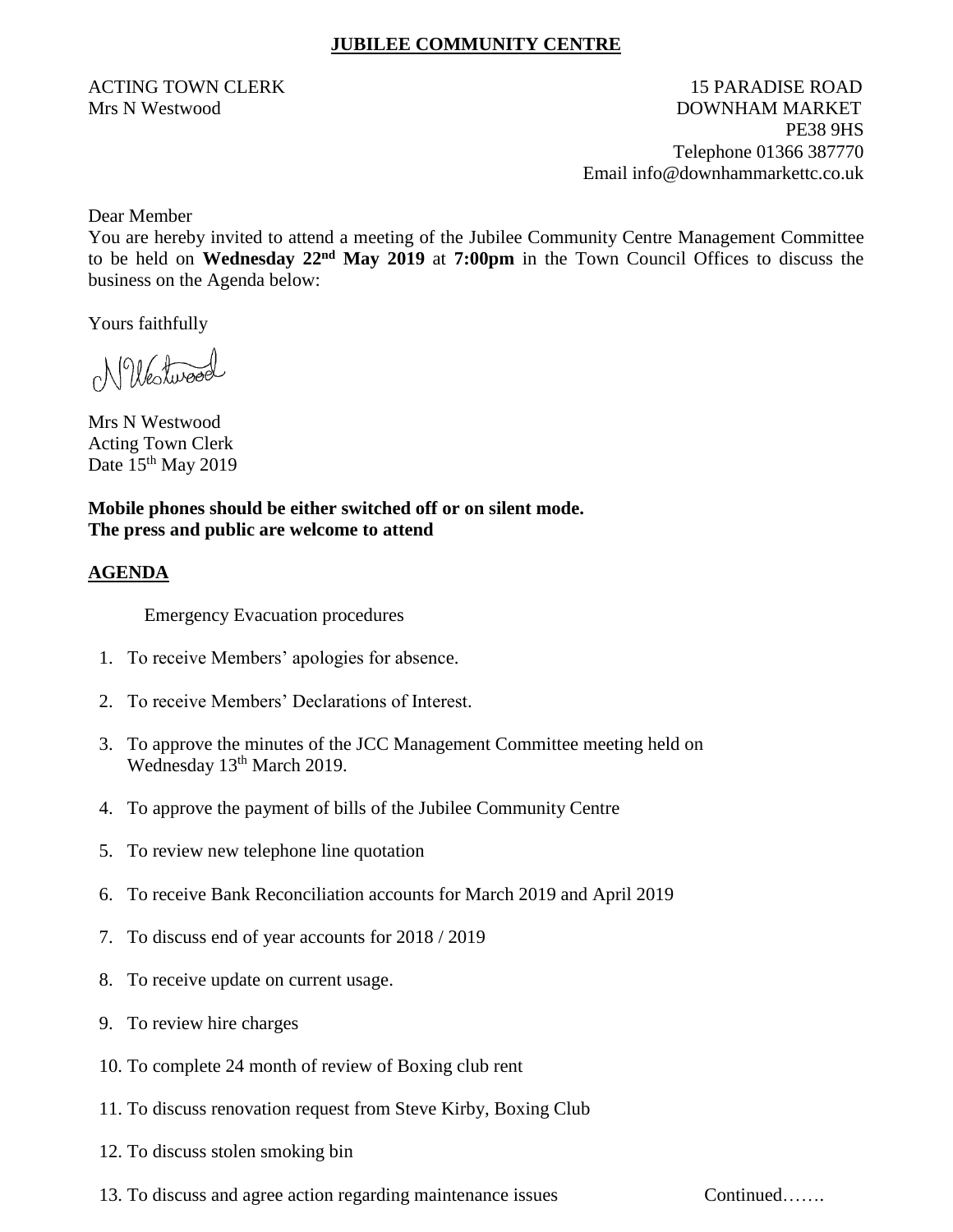# JUBILEE COMMUNITY CENTRE

ACTING TOWN CLERK
Mrs N Westwood

15 PARADISE ROAD
DOWNHAM MARKET
PE38 9HS
Telephone 01366 387770
Email info@downhammarkettc.co.uk

Dear Member

You are hereby invited to attend a meeting of the Jubilee Community Centre Management Committee to be held on **Wednesday 22nd May 2019** at **7:00pm** in the Town Council Offices to discuss the business on the Agenda below:

Yours faithfully

N Westwood

Mrs N Westwood
Acting Town Clerk
Date 15th May 2019

**Mobile phones should be either switched off or on silent mode.**
**The press and public are welcome to attend**

## AGENDA

Emergency Evacuation procedures

1. To receive Members' apologies for absence.
2. To receive Members' Declarations of Interest.
3. To approve the minutes of the JCC Management Committee meeting held on Wednesday 13th March 2019.
4. To approve the payment of bills of the Jubilee Community Centre
5. To review new telephone line quotation
6. To receive Bank Reconciliation accounts for March 2019 and April 2019
7. To discuss end of year accounts for 2018 / 2019
8. To receive update on current usage.
9. To review hire charges
10. To complete 24 month of review of Boxing club rent
11. To discuss renovation request from Steve Kirby, Boxing Club
12. To discuss stolen smoking bin
13. To discuss and agree action regarding maintenance issues

Continued…….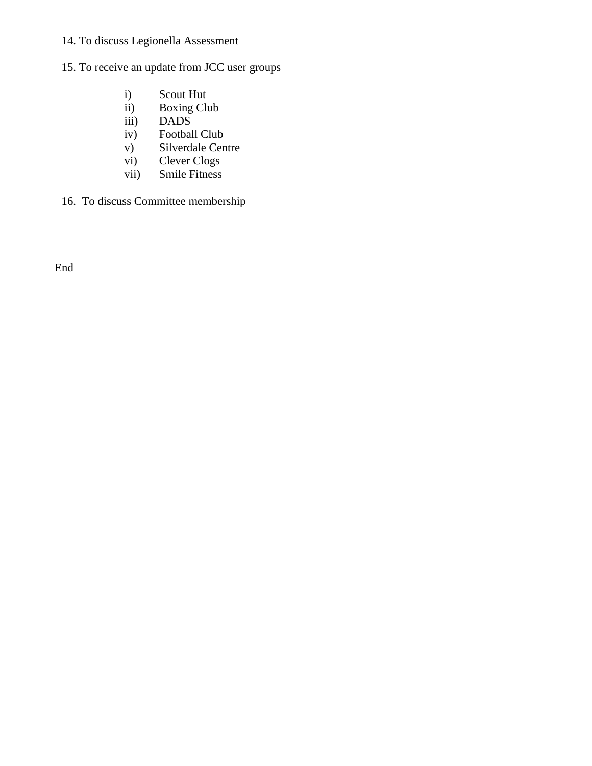14. To discuss Legionella Assessment

15. To receive an update from JCC user groups

    i) Scout Hut
    ii) Boxing Club
    iii) DADS
    iv) Football Club
    v) Silverdale Centre
    vi) Clever Clogs
    vii) Smile Fitness

16. To discuss Committee membership

End